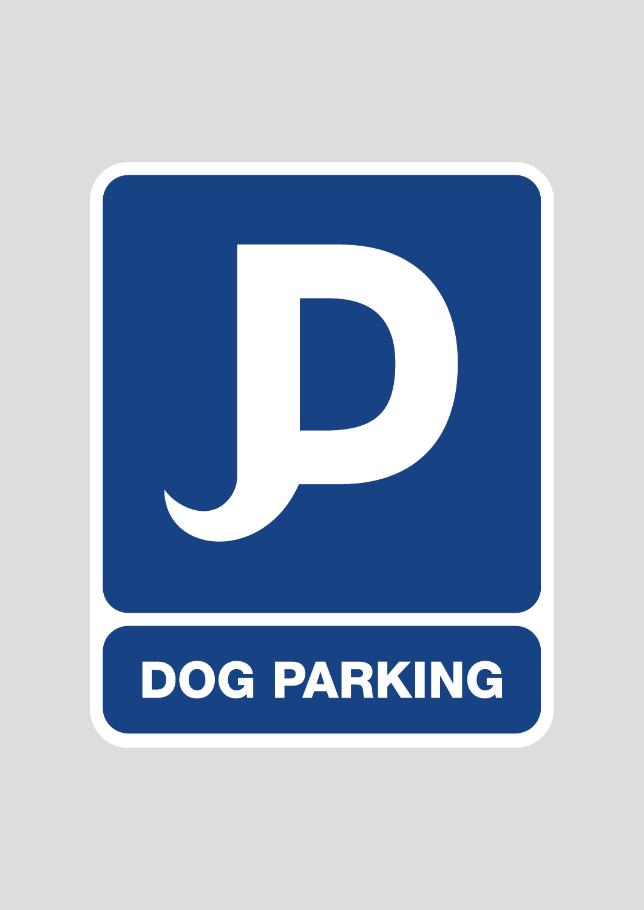DOG PARKING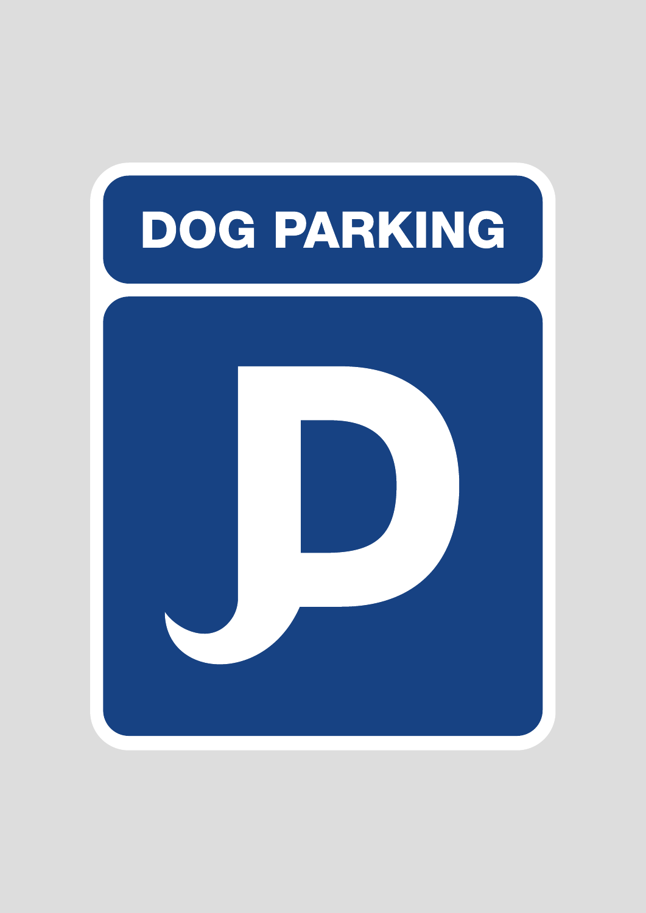# DOG PARKING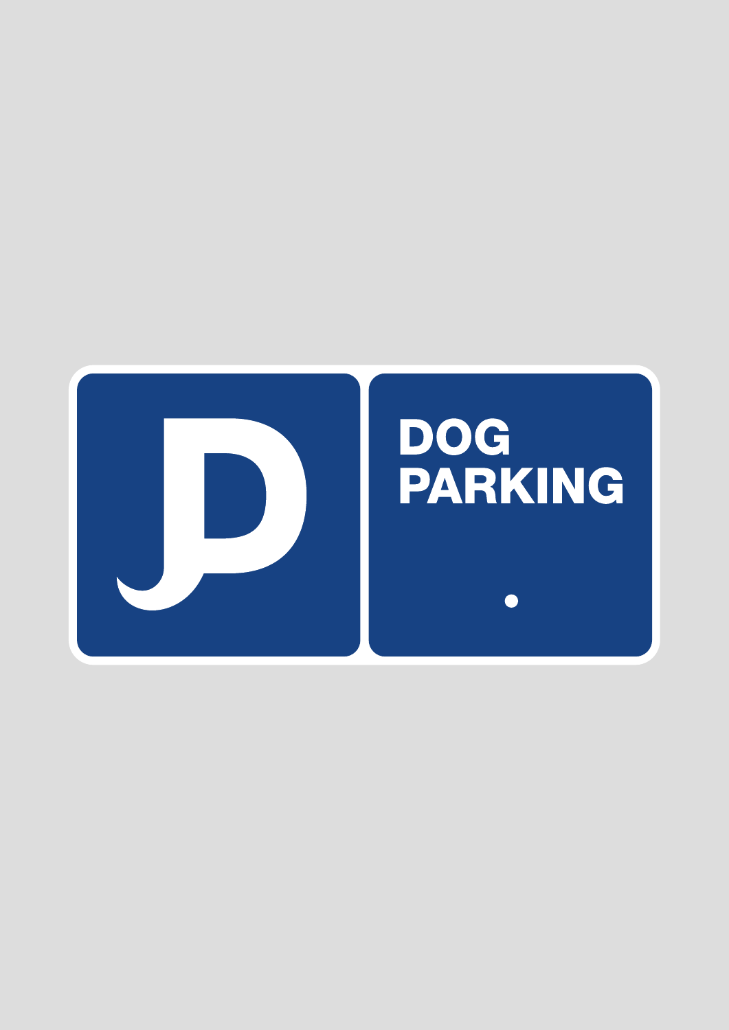DOG
PARKING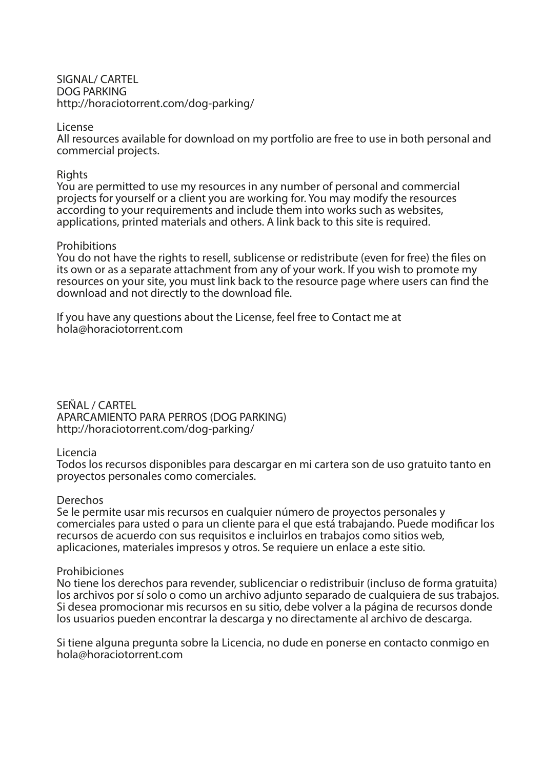SIGNAL/ CARTEL
DOG PARKING
http://horaciotorrent.com/dog-parking/

License
All resources available for download on my portfolio are free to use in both personal and commercial projects.

Rights
You are permitted to use my resources in any number of personal and commercial projects for yourself or a client you are working for. You may modify the resources according to your requirements and include them into works such as websites, applications, printed materials and others. A link back to this site is required.

Prohibitions
You do not have the rights to resell, sublicense or redistribute (even for free) the files on its own or as a separate attachment from any of your work. If you wish to promote my resources on your site, you must link back to the resource page where users can find the download and not directly to the download file.

If you have any questions about the License, feel free to Contact me at
hola@horaciotorrent.com

SEÑAL / CARTEL
APARCAMIENTO PARA PERROS (DOG PARKING)
http://horaciotorrent.com/dog-parking/

Licencia
Todos los recursos disponibles para descargar en mi cartera son de uso gratuito tanto en proyectos personales como comerciales.

Derechos
Se le permite usar mis recursos en cualquier número de proyectos personales y comerciales para usted o para un cliente para el que está trabajando. Puede modificar los recursos de acuerdo con sus requisitos e incluirlos en trabajos como sitios web, aplicaciones, materiales impresos y otros. Se requiere un enlace a este sitio.

Prohibiciones
No tiene los derechos para revender, sublicenciar o redistribuir (incluso de forma gratuita) los archivos por sí solo o como un archivo adjunto separado de cualquiera de sus trabajos. Si desea promocionar mis recursos en su sitio, debe volver a la página de recursos donde los usuarios pueden encontrar la descarga y no directamente al archivo de descarga.

Si tiene alguna pregunta sobre la Licencia, no dude en ponerse en contacto conmigo en
hola@horaciotorrent.com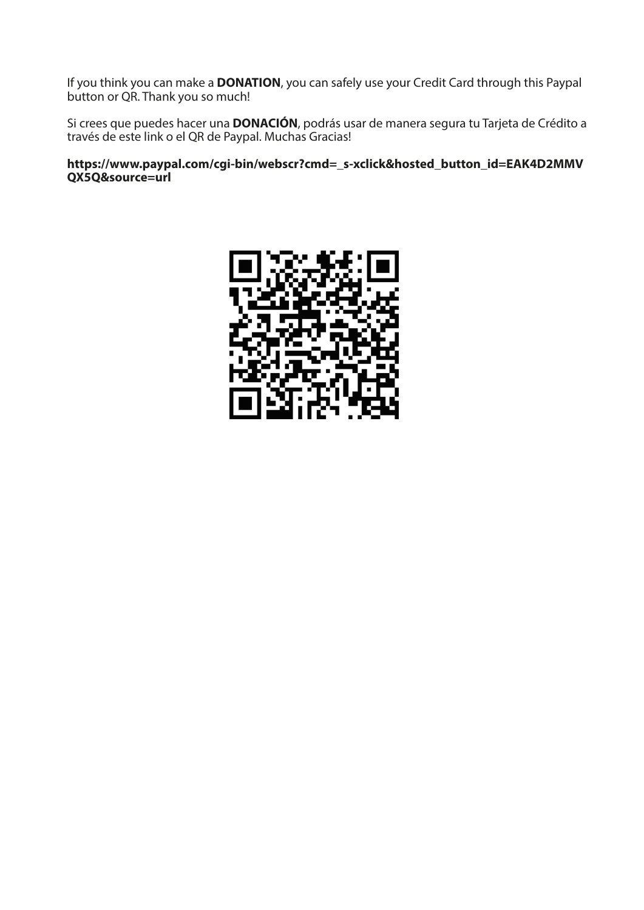If you think you can make a **DONATION**, you can safely use your Credit Card through this Paypal button or QR. Thank you so much!

Si crees que puedes hacer una **DONACIÓN**, podrás usar de manera segura tu Tarjeta de Crédito a través de este link o el QR de Paypal. Muchas Gracias!

**https://www.paypal.com/cgi-bin/webscr?cmd=_s-xclick&hosted_button_id=EAK4D2MMVQX5Q&source=url**